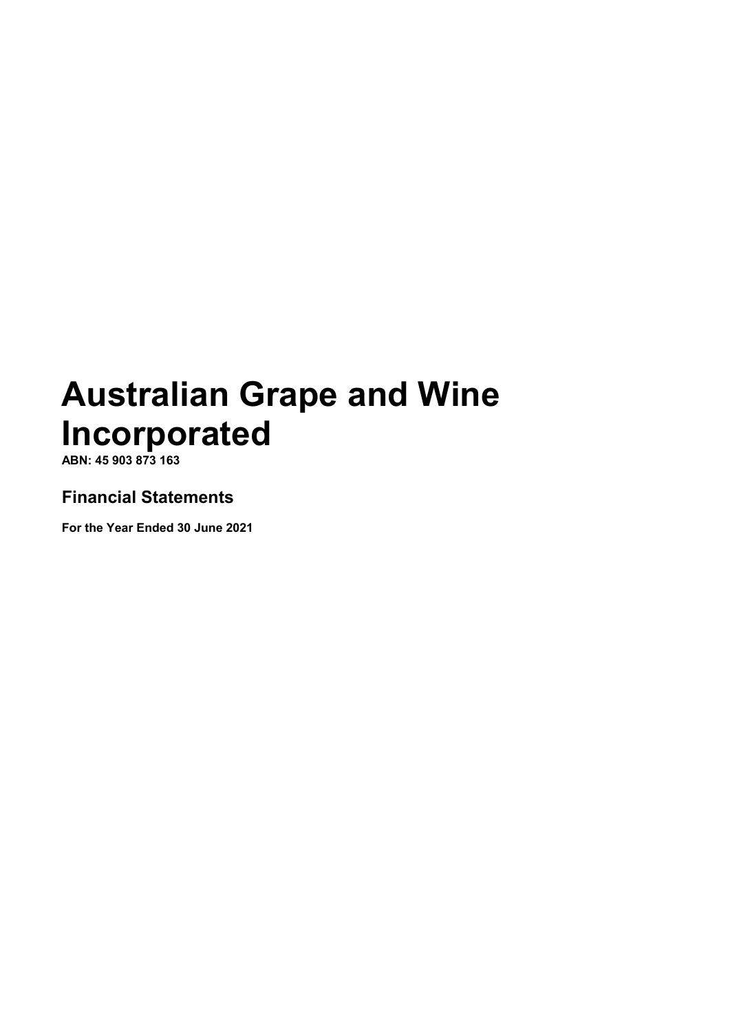# Australian Grape and Wine Incorporated

**ABN: 45 903 873 163**

## Financial Statements

**For the Year Ended 30 June 2021**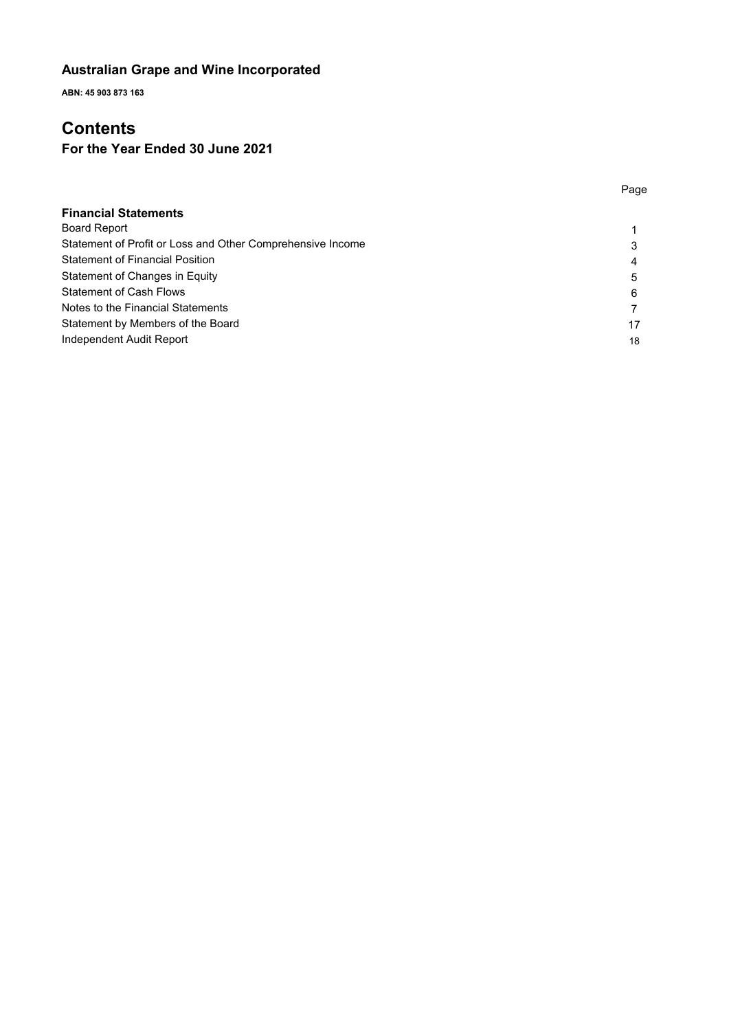## Australian Grape and Wine Incorporated

**ABN: 45 903 873 163**

# Contents

### For the Year Ended 30 June 2021

| | Page |
|---|---|
| **Financial Statements** | |
| Board Report | 1 |
| Statement of Profit or Loss and Other Comprehensive Income | 3 |
| Statement of Financial Position | 4 |
| Statement of Changes in Equity | 5 |
| Statement of Cash Flows | 6 |
| Notes to the Financial Statements | 7 |
| Statement by Members of the Board | 17 |
| Independent Audit Report | 18 |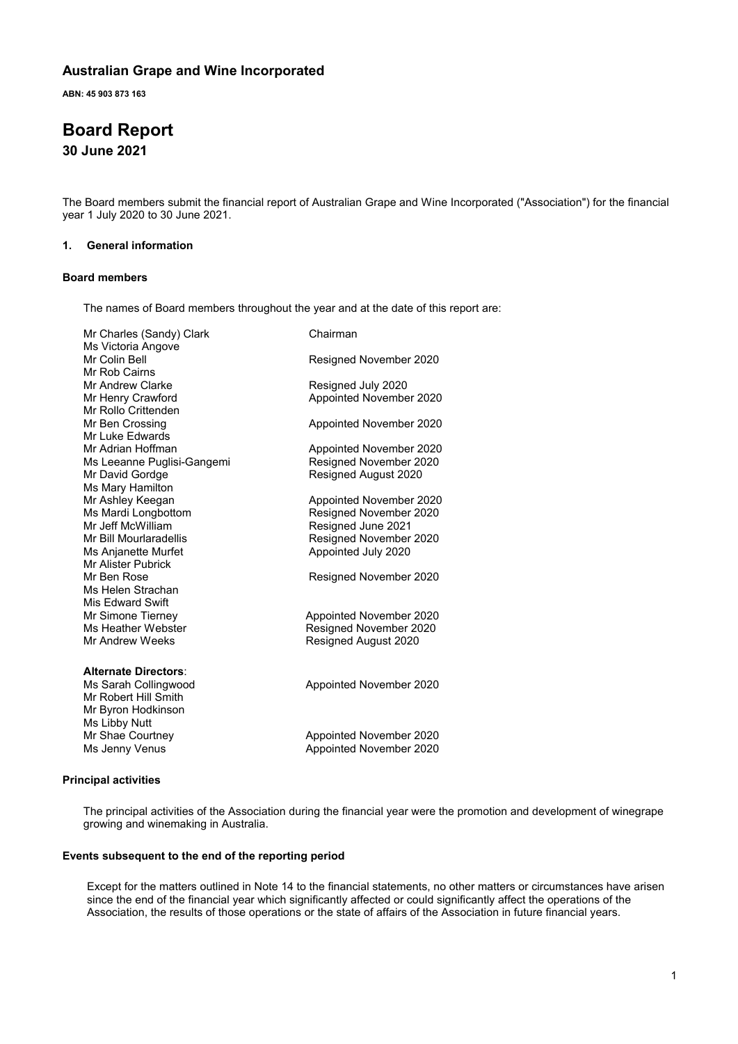# Australian Grape and Wine Incorporated

**ABN: 45 903 873 163**

# Board Report

## 30 June 2021

The Board members submit the financial report of Australian Grape and Wine Incorporated ("Association") for the financial year 1 July 2020 to 30 June 2021.

### 1. General information

#### Board members

The names of Board members throughout the year and at the date of this report are:

| | |
|---|---|
| Mr Charles (Sandy) Clark | Chairman |
| Ms Victoria Angove | |
| Mr Colin Bell | Resigned November 2020 |
| Mr Rob Cairns | |
| Mr Andrew Clarke | Resigned July 2020 |
| Mr Henry Crawford | Appointed November 2020 |
| Mr Rollo Crittenden | |
| Mr Ben Crossing | Appointed November 2020 |
| Mr Luke Edwards | |
| Mr Adrian Hoffman | Appointed November 2020 |
| Ms Leeanne Puglisi-Gangemi | Resigned November 2020 |
| Mr David Gordge | Resigned August 2020 |
| Ms Mary Hamilton | |
| Mr Ashley Keegan | Appointed November 2020 |
| Ms Mardi Longbottom | Resigned November 2020 |
| Mr Jeff McWilliam | Resigned June 2021 |
| Mr Bill Mourlaradellis | Resigned November 2020 |
| Ms Anjanette Murfet | Appointed July 2020 |
| Mr Alister Pubrick | |
| Mr Ben Rose | Resigned November 2020 |
| Ms Helen Strachan | |
| Mis Edward Swift | |
| Mr Simone Tierney | Appointed November 2020 |
| Ms Heather Webster | Resigned November 2020 |
| Mr Andrew Weeks | Resigned August 2020 |
| **Alternate Directors**: | |
| Ms Sarah Collingwood | Appointed November 2020 |
| Mr Robert Hill Smith | |
| Mr Byron Hodkinson | |
| Ms Libby Nutt | |
| Mr Shae Courtney | Appointed November 2020 |
| Ms Jenny Venus | Appointed November 2020 |

#### Principal activities

The principal activities of the Association during the financial year were the promotion and development of winegrape growing and winemaking in Australia.

#### Events subsequent to the end of the reporting period

Except for the matters outlined in Note 14 to the financial statements, no other matters or circumstances have arisen since the end of the financial year which significantly affected or could significantly affect the operations of the Association, the results of those operations or the state of affairs of the Association in future financial years.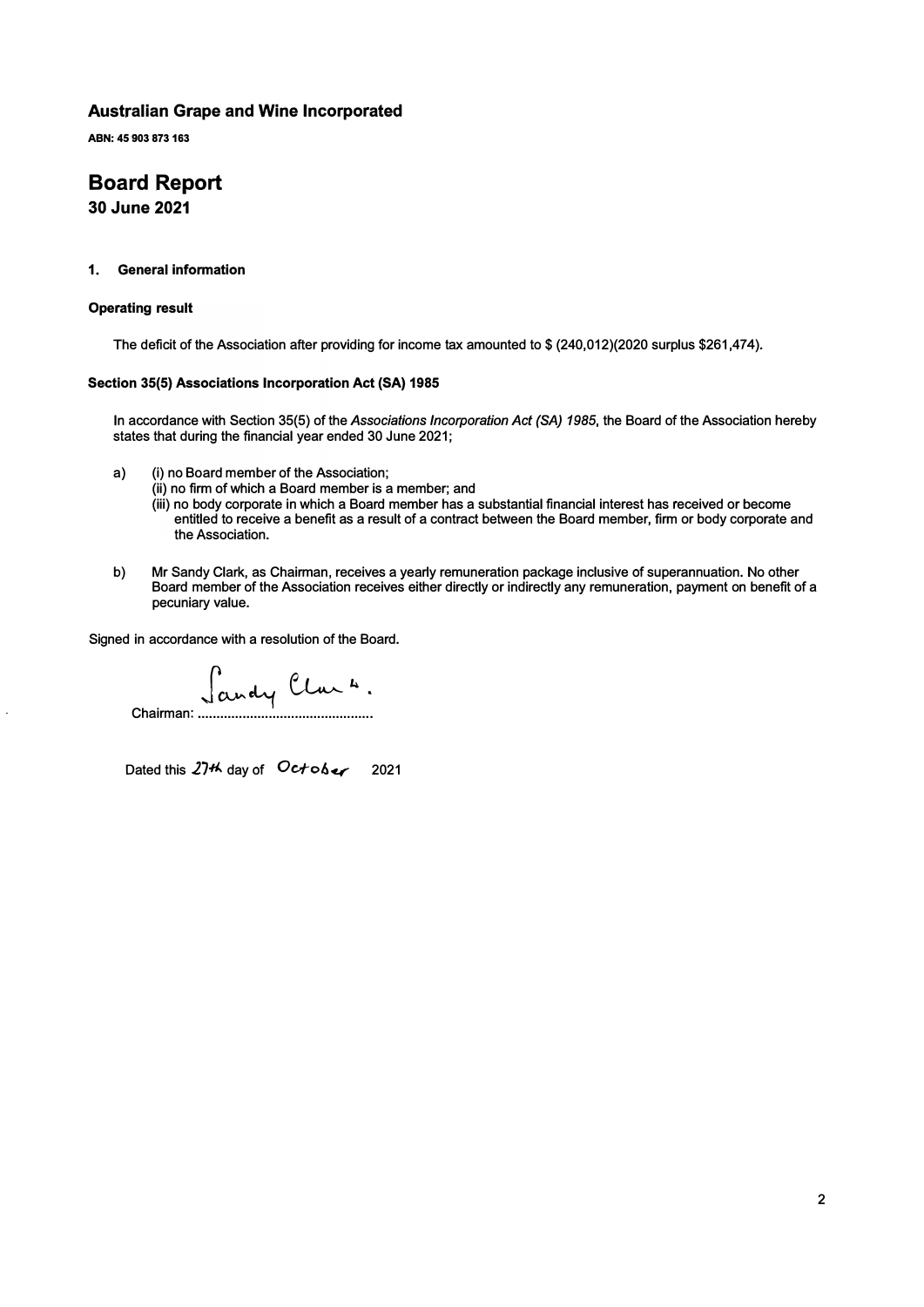# Australian Grape and Wine Incorporated

**ABN: 45 903 873 163**

# Board Report

## 30 June 2021

### 1. General information

**Operating result**

The deficit of the Association after providing for income tax amounted to $ (240,012)(2020 surplus $261,474).

**Section 35(5) Associations Incorporation Act (SA) 1985**

In accordance with Section 35(5) of the *Associations Incorporation Act (SA) 1985*, the Board of the Association hereby states that during the financial year ended 30 June 2021;

a) (i) no Board member of the Association;
   (ii) no firm of which a Board member is a member; and
   (iii) no body corporate in which a Board member has a substantial financial interest has received or become entitled to receive a benefit as a result of a contract between the Board member, firm or body corporate and the Association.

b) Mr Sandy Clark, as Chairman, receives a yearly remuneration package inclusive of superannuation. No other Board member of the Association receives either directly or indirectly any remuneration, payment on benefit of a pecuniary value.

Signed in accordance with a resolution of the Board.

Chairman: Sandy Clark.

Dated this 27th day of October 2021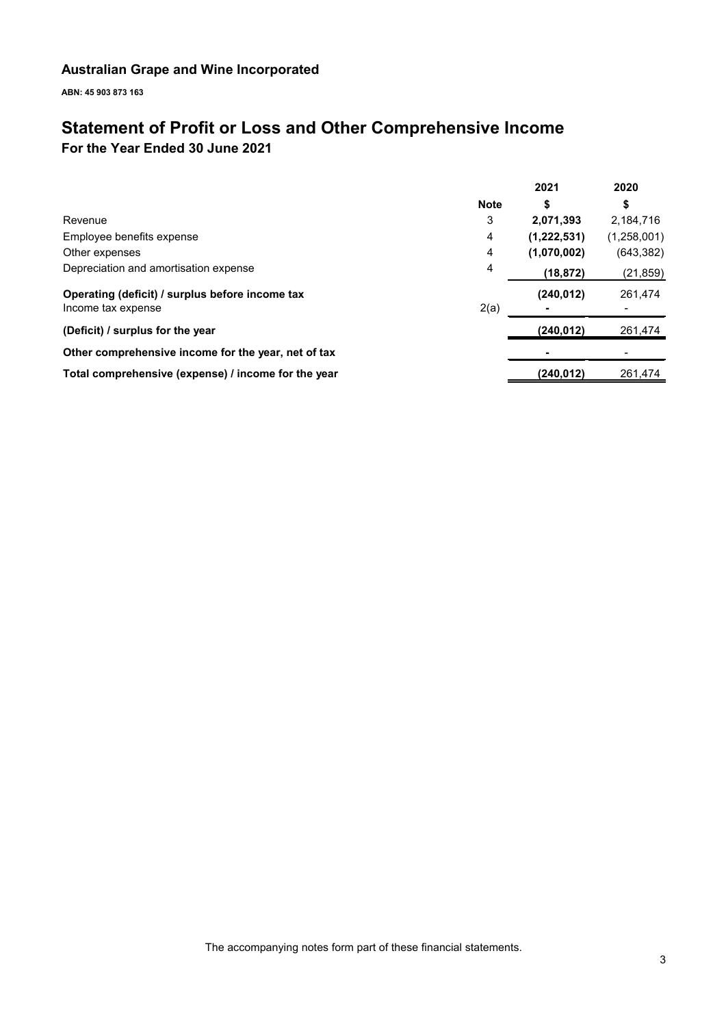**Australian Grape and Wine Incorporated**

**ABN: 45 903 873 163**

# Statement of Profit or Loss and Other Comprehensive Income

## For the Year Ended 30 June 2021

| | Note | 2021 $ | 2020 $ |
|---|---|---|---|
| Revenue | 3 | **2,071,393** | 2,184,716 |
| Employee benefits expense | 4 | **(1,222,531)** | (1,258,001) |
| Other expenses | 4 | **(1,070,002)** | (643,382) |
| Depreciation and amortisation expense | 4 | **(18,872)** | (21,859) |
| **Operating (deficit) / surplus before income tax** | | **(240,012)** | 261,474 |
| Income tax expense | 2(a) | **-** | - |
| **(Deficit) / surplus for the year** | | **(240,012)** | 261,474 |
| **Other comprehensive income for the year, net of tax** | | **-** | - |
| **Total comprehensive (expense) / income for the year** | | **(240,012)** | 261,474 |

The accompanying notes form part of these financial statements.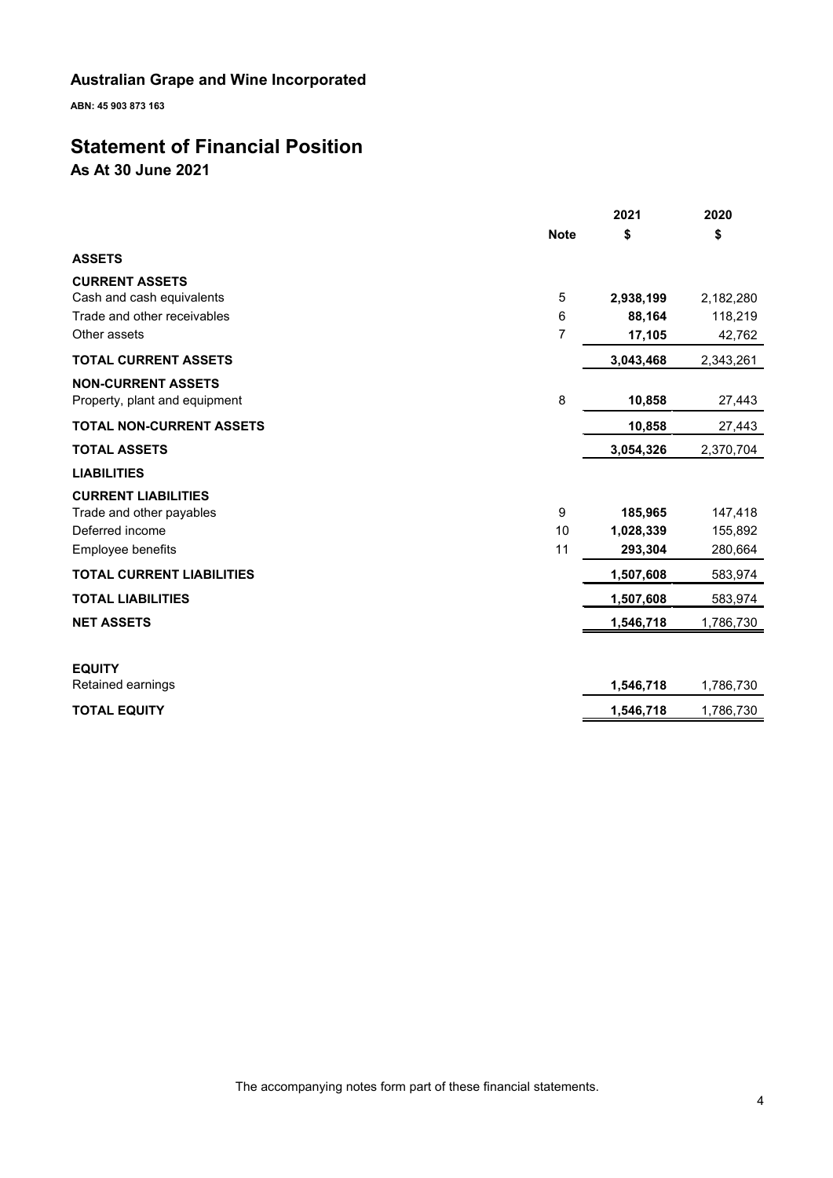# Australian Grape and Wine Incorporated

**ABN: 45 903 873 163**

## Statement of Financial Position

### As At 30 June 2021

| | Note | 2021 $ | 2020 $ |
|---|---|---|---|
| **ASSETS** | | | |
| **CURRENT ASSETS** | | | |
| Cash and cash equivalents | 5 | **2,938,199** | 2,182,280 |
| Trade and other receivables | 6 | **88,164** | 118,219 |
| Other assets | 7 | **17,105** | 42,762 |
| **TOTAL CURRENT ASSETS** | | **3,043,468** | 2,343,261 |
| **NON-CURRENT ASSETS** | | | |
| Property, plant and equipment | 8 | **10,858** | 27,443 |
| **TOTAL NON-CURRENT ASSETS** | | **10,858** | 27,443 |
| **TOTAL ASSETS** | | **3,054,326** | 2,370,704 |
| **LIABILITIES** | | | |
| **CURRENT LIABILITIES** | | | |
| Trade and other payables | 9 | **185,965** | 147,418 |
| Deferred income | 10 | **1,028,339** | 155,892 |
| Employee benefits | 11 | **293,304** | 280,664 |
| **TOTAL CURRENT LIABILITIES** | | **1,507,608** | 583,974 |
| **TOTAL LIABILITIES** | | **1,507,608** | 583,974 |
| **NET ASSETS** | | **1,546,718** | 1,786,730 |
| | | | |
| **EQUITY** | | | |
| Retained earnings | | **1,546,718** | 1,786,730 |
| **TOTAL EQUITY** | | **1,546,718** | 1,786,730 |

The accompanying notes form part of these financial statements.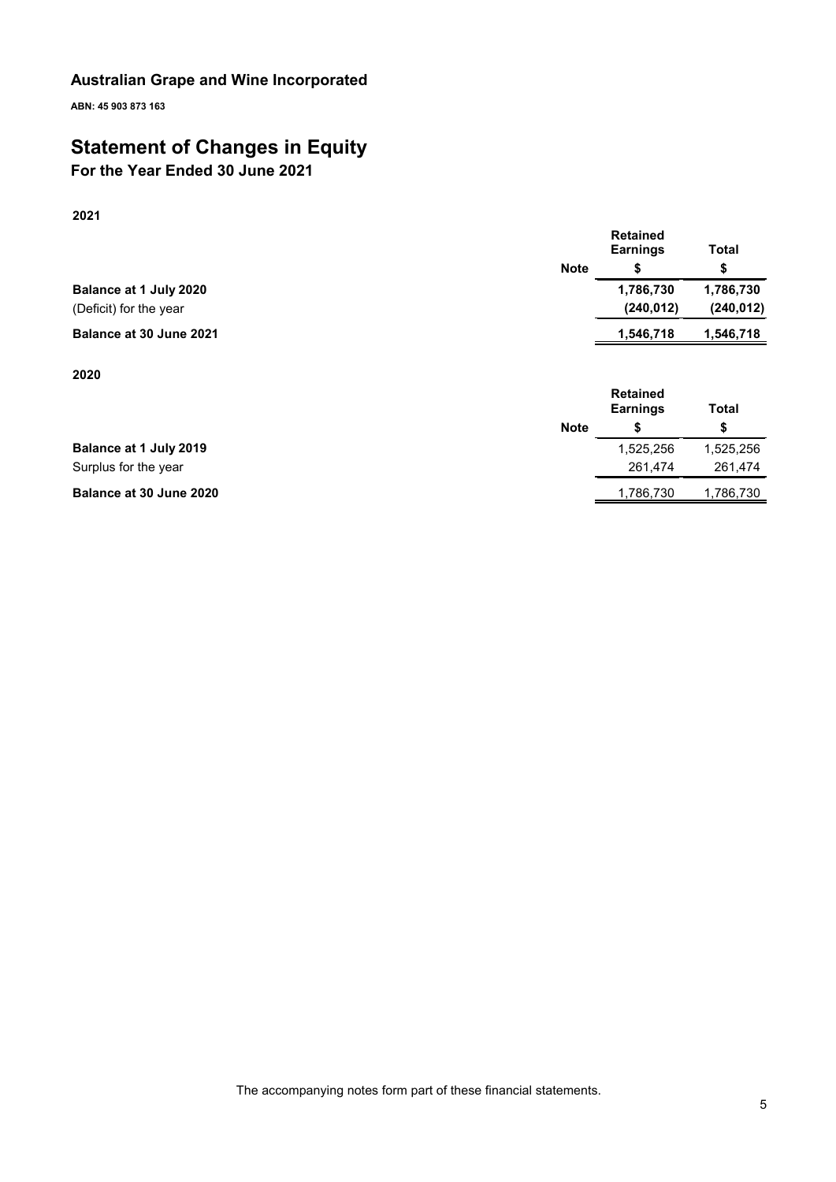# Australian Grape and Wine Incorporated

**ABN: 45 903 873 163**

# Statement of Changes in Equity

## For the Year Ended 30 June 2021

**2021**

| | Note | Retained Earnings<br>$ | Total<br>$ |
|---|---|---|---|
| **Balance at 1 July 2020** | | **1,786,730** | **1,786,730** |
| (Deficit) for the year | | **(240,012)** | **(240,012)** |
| **Balance at 30 June 2021** | | **1,546,718** | **1,546,718** |

**2020**

| | Note | Retained Earnings<br>$ | Total<br>$ |
|---|---|---|---|
| **Balance at 1 July 2019** | | 1,525,256 | 1,525,256 |
| Surplus for the year | | 261,474 | 261,474 |
| **Balance at 30 June 2020** | | 1,786,730 | 1,786,730 |

The accompanying notes form part of these financial statements.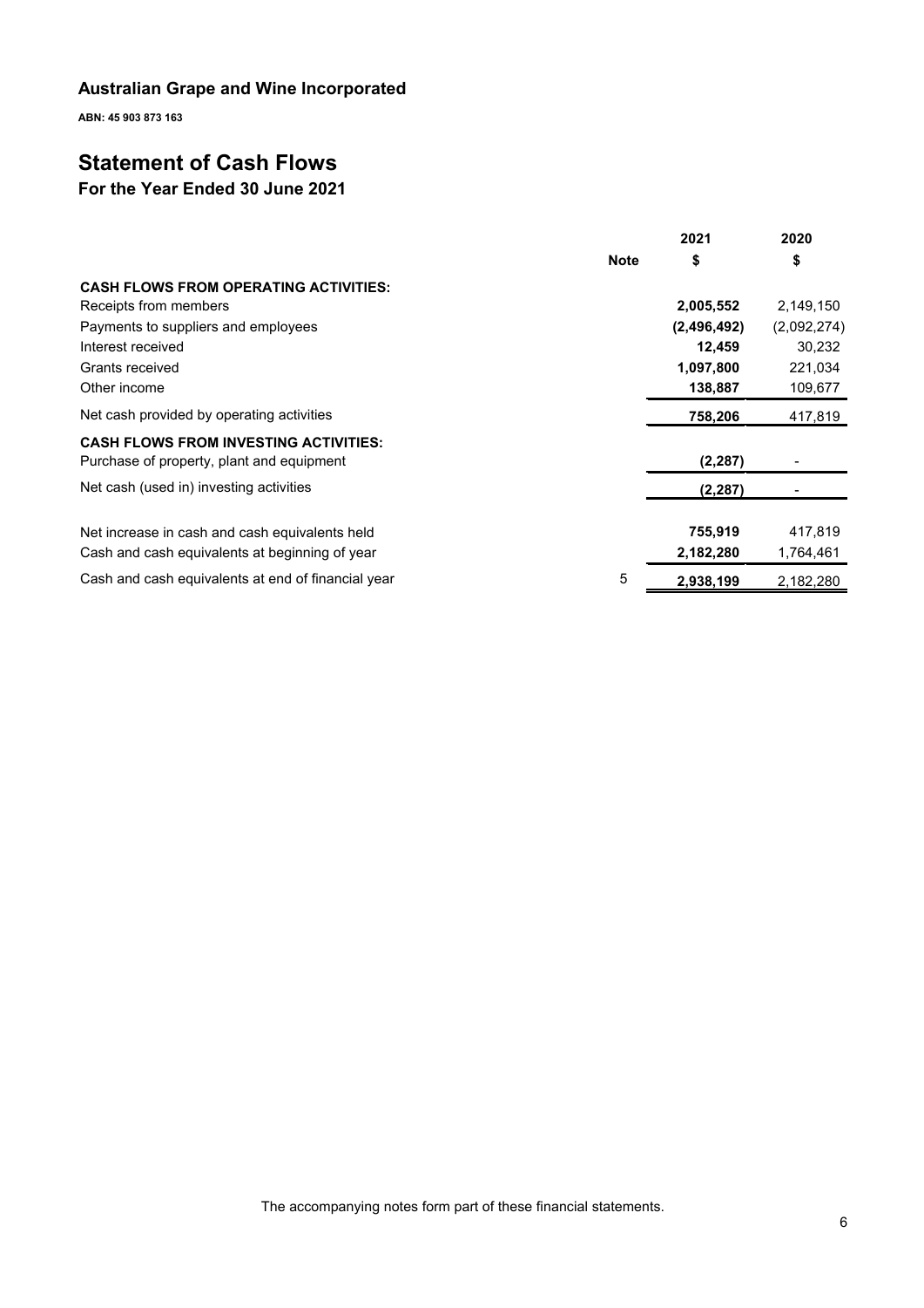## Australian Grape and Wine Incorporated

**ABN: 45 903 873 163**

# Statement of Cash Flows

## For the Year Ended 30 June 2021

| | Note | 2021 $ | 2020 $ |
|---|---|---|---|
| **CASH FLOWS FROM OPERATING ACTIVITIES:** | | | |
| Receipts from members | | **2,005,552** | 2,149,150 |
| Payments to suppliers and employees | | **(2,496,492)** | (2,092,274) |
| Interest received | | **12,459** | 30,232 |
| Grants received | | **1,097,800** | 221,034 |
| Other income | | **138,887** | 109,677 |
| Net cash provided by operating activities | | **758,206** | 417,819 |
| **CASH FLOWS FROM INVESTING ACTIVITIES:** | | | |
| Purchase of property, plant and equipment | | **(2,287)** | - |
| Net cash (used in) investing activities | | **(2,287)** | - |
| Net increase in cash and cash equivalents held | | **755,919** | 417,819 |
| Cash and cash equivalents at beginning of year | | **2,182,280** | 1,764,461 |
| Cash and cash equivalents at end of financial year | 5 | **2,938,199** | 2,182,280 |

The accompanying notes form part of these financial statements.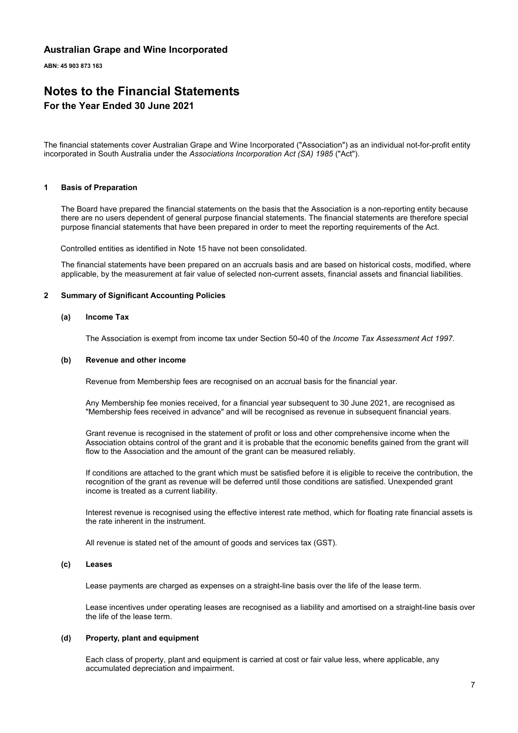## Australian Grape and Wine Incorporated

**ABN: 45 903 873 163**

# Notes to the Financial Statements

## For the Year Ended 30 June 2021

The financial statements cover Australian Grape and Wine Incorporated ("Association") as an individual not-for-profit entity incorporated in South Australia under the *Associations Incorporation Act (SA) 1985* ("Act").

### 1 Basis of Preparation

The Board have prepared the financial statements on the basis that the Association is a non-reporting entity because there are no users dependent of general purpose financial statements. The financial statements are therefore special purpose financial statements that have been prepared in order to meet the reporting requirements of the Act.

Controlled entities as identified in Note 15 have not been consolidated.

The financial statements have been prepared on an accruals basis and are based on historical costs, modified, where applicable, by the measurement at fair value of selected non-current assets, financial assets and financial liabilities.

### 2 Summary of Significant Accounting Policies

#### (a) Income Tax

The Association is exempt from income tax under Section 50-40 of the *Income Tax Assessment Act 1997*.

#### (b) Revenue and other income

Revenue from Membership fees are recognised on an accrual basis for the financial year.

Any Membership fee monies received, for a financial year subsequent to 30 June 2021, are recognised as "Membership fees received in advance" and will be recognised as revenue in subsequent financial years.

Grant revenue is recognised in the statement of profit or loss and other comprehensive income when the Association obtains control of the grant and it is probable that the economic benefits gained from the grant will flow to the Association and the amount of the grant can be measured reliably.

If conditions are attached to the grant which must be satisfied before it is eligible to receive the contribution, the recognition of the grant as revenue will be deferred until those conditions are satisfied. Unexpended grant income is treated as a current liability.

Interest revenue is recognised using the effective interest rate method, which for floating rate financial assets is the rate inherent in the instrument.

All revenue is stated net of the amount of goods and services tax (GST).

#### (c) Leases

Lease payments are charged as expenses on a straight-line basis over the life of the lease term.

Lease incentives under operating leases are recognised as a liability and amortised on a straight-line basis over the life of the lease term.

#### (d) Property, plant and equipment

Each class of property, plant and equipment is carried at cost or fair value less, where applicable, any accumulated depreciation and impairment.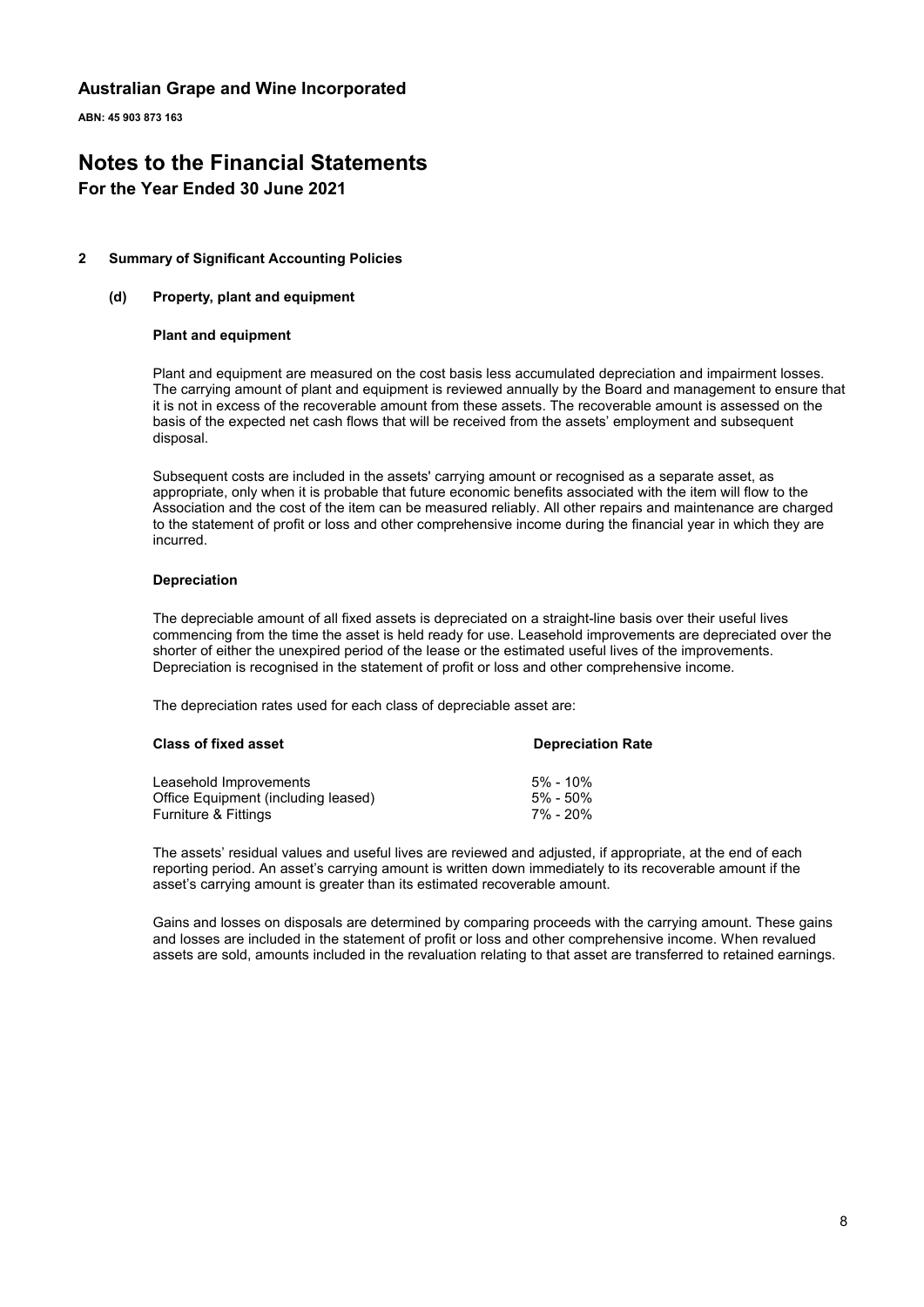## Australian Grape and Wine Incorporated

**ABN: 45 903 873 163**

# Notes to the Financial Statements

**For the Year Ended 30 June 2021**

### 2 Summary of Significant Accounting Policies

#### (d) Property, plant and equipment

**Plant and equipment**

Plant and equipment are measured on the cost basis less accumulated depreciation and impairment losses. The carrying amount of plant and equipment is reviewed annually by the Board and management to ensure that it is not in excess of the recoverable amount from these assets. The recoverable amount is assessed on the basis of the expected net cash flows that will be received from the assets' employment and subsequent disposal.

Subsequent costs are included in the assets' carrying amount or recognised as a separate asset, as appropriate, only when it is probable that future economic benefits associated with the item will flow to the Association and the cost of the item can be measured reliably. All other repairs and maintenance are charged to the statement of profit or loss and other comprehensive income during the financial year in which they are incurred.

**Depreciation**

The depreciable amount of all fixed assets is depreciated on a straight-line basis over their useful lives commencing from the time the asset is held ready for use. Leasehold improvements are depreciated over the shorter of either the unexpired period of the lease or the estimated useful lives of the improvements. Depreciation is recognised in the statement of profit or loss and other comprehensive income.

The depreciation rates used for each class of depreciable asset are:

| Class of fixed asset | Depreciation Rate |
| --- | --- |
| Leasehold Improvements | 5% - 10% |
| Office Equipment (including leased) | 5% - 50% |
| Furniture & Fittings | 7% - 20% |

The assets' residual values and useful lives are reviewed and adjusted, if appropriate, at the end of each reporting period. An asset's carrying amount is written down immediately to its recoverable amount if the asset's carrying amount is greater than its estimated recoverable amount.

Gains and losses on disposals are determined by comparing proceeds with the carrying amount. These gains and losses are included in the statement of profit or loss and other comprehensive income. When revalued assets are sold, amounts included in the revaluation relating to that asset are transferred to retained earnings.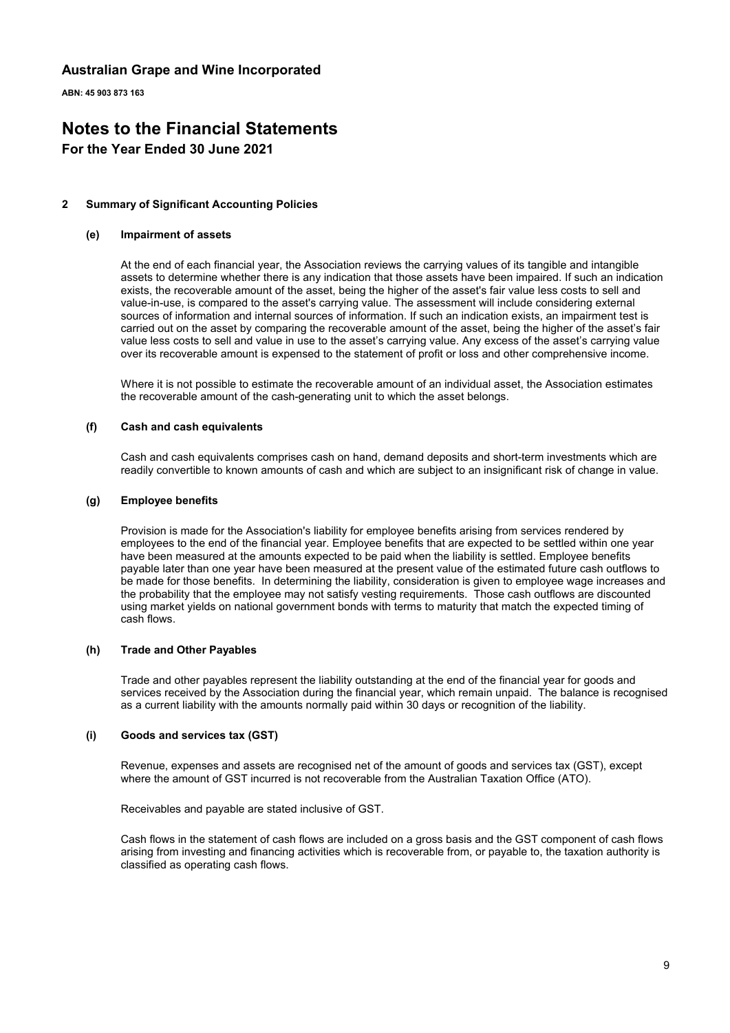# Australian Grape and Wine Incorporated

**ABN: 45 903 873 163**

# Notes to the Financial Statements

## For the Year Ended 30 June 2021

### 2 Summary of Significant Accounting Policies

#### (e) Impairment of assets

At the end of each financial year, the Association reviews the carrying values of its tangible and intangible assets to determine whether there is any indication that those assets have been impaired. If such an indication exists, the recoverable amount of the asset, being the higher of the asset's fair value less costs to sell and value-in-use, is compared to the asset's carrying value. The assessment will include considering external sources of information and internal sources of information. If such an indication exists, an impairment test is carried out on the asset by comparing the recoverable amount of the asset, being the higher of the asset's fair value less costs to sell and value in use to the asset's carrying value. Any excess of the asset's carrying value over its recoverable amount is expensed to the statement of profit or loss and other comprehensive income.

Where it is not possible to estimate the recoverable amount of an individual asset, the Association estimates the recoverable amount of the cash-generating unit to which the asset belongs.

#### (f) Cash and cash equivalents

Cash and cash equivalents comprises cash on hand, demand deposits and short-term investments which are readily convertible to known amounts of cash and which are subject to an insignificant risk of change in value.

#### (g) Employee benefits

Provision is made for the Association's liability for employee benefits arising from services rendered by employees to the end of the financial year. Employee benefits that are expected to be settled within one year have been measured at the amounts expected to be paid when the liability is settled. Employee benefits payable later than one year have been measured at the present value of the estimated future cash outflows to be made for those benefits. In determining the liability, consideration is given to employee wage increases and the probability that the employee may not satisfy vesting requirements. Those cash outflows are discounted using market yields on national government bonds with terms to maturity that match the expected timing of cash flows.

#### (h) Trade and Other Payables

Trade and other payables represent the liability outstanding at the end of the financial year for goods and services received by the Association during the financial year, which remain unpaid. The balance is recognised as a current liability with the amounts normally paid within 30 days or recognition of the liability.

#### (i) Goods and services tax (GST)

Revenue, expenses and assets are recognised net of the amount of goods and services tax (GST), except where the amount of GST incurred is not recoverable from the Australian Taxation Office (ATO).

Receivables and payable are stated inclusive of GST.

Cash flows in the statement of cash flows are included on a gross basis and the GST component of cash flows arising from investing and financing activities which is recoverable from, or payable to, the taxation authority is classified as operating cash flows.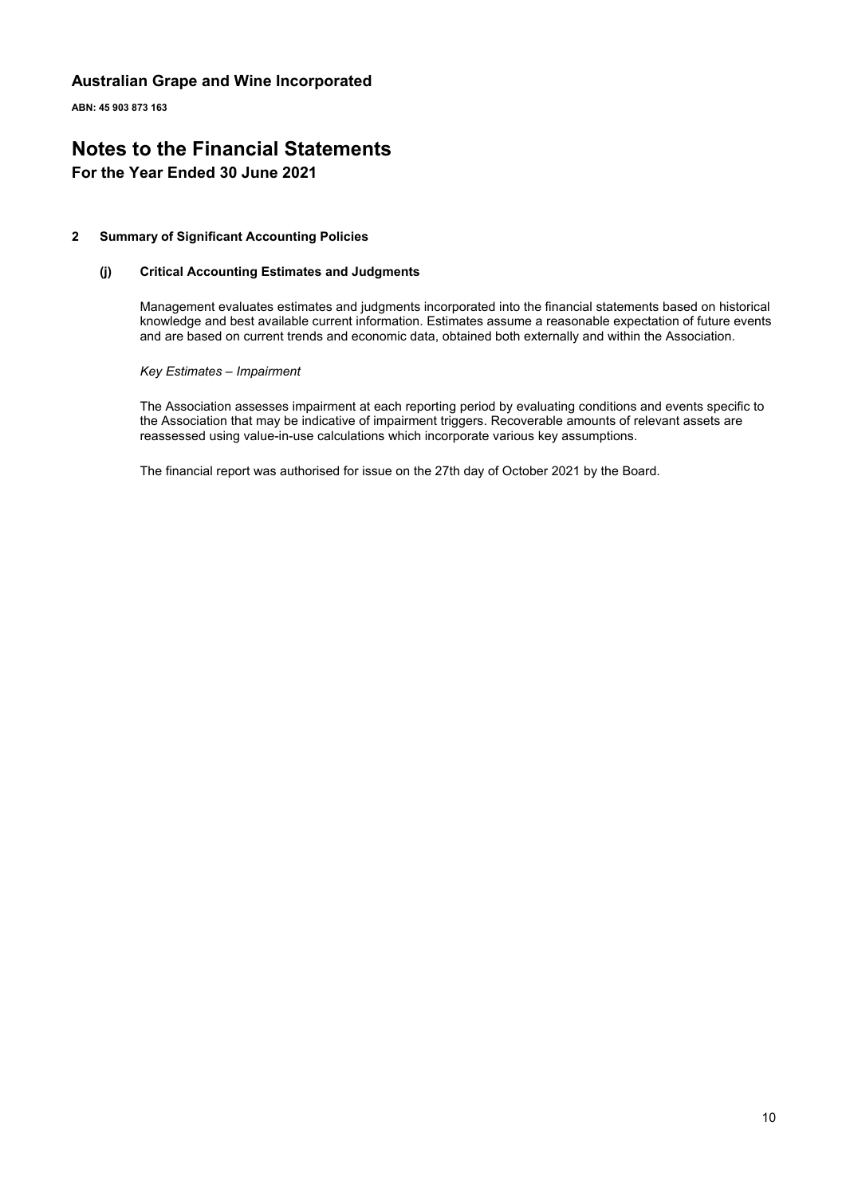# Australian Grape and Wine Incorporated

**ABN: 45 903 873 163**

# Notes to the Financial Statements

## For the Year Ended 30 June 2021

### 2 Summary of Significant Accounting Policies

#### (j) Critical Accounting Estimates and Judgments

Management evaluates estimates and judgments incorporated into the financial statements based on historical knowledge and best available current information. Estimates assume a reasonable expectation of future events and are based on current trends and economic data, obtained both externally and within the Association.

*Key Estimates – Impairment*

The Association assesses impairment at each reporting period by evaluating conditions and events specific to the Association that may be indicative of impairment triggers. Recoverable amounts of relevant assets are reassessed using value-in-use calculations which incorporate various key assumptions.

The financial report was authorised for issue on the 27th day of October 2021 by the Board.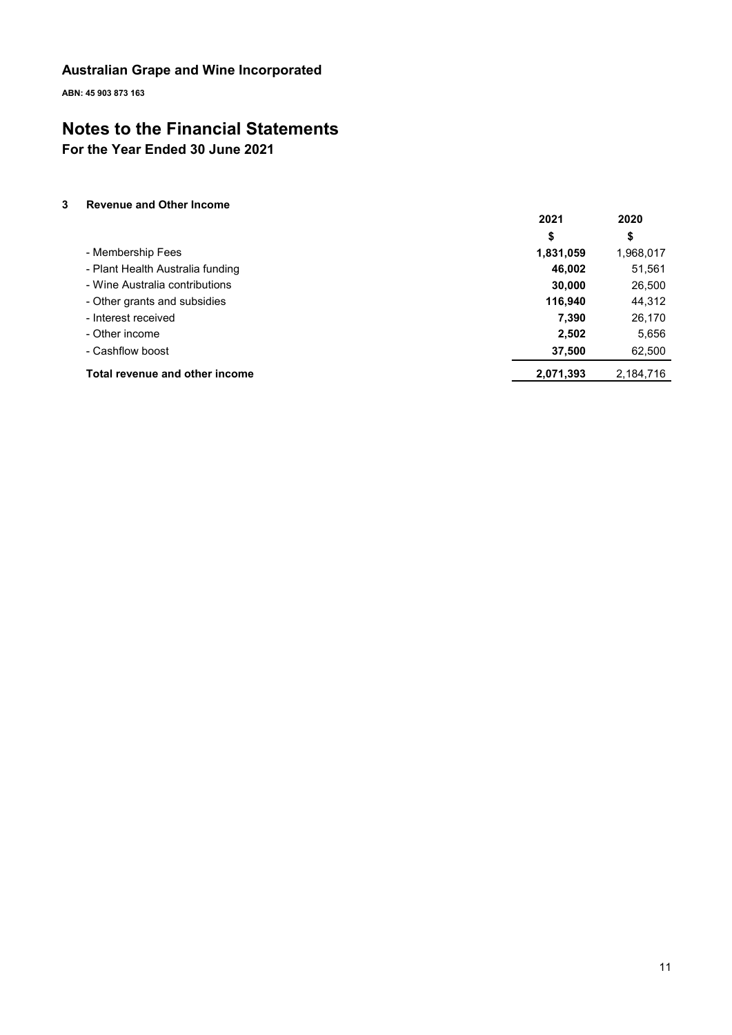# Australian Grape and Wine Incorporated

**ABN: 45 903 873 163**

# Notes to the Financial Statements

## For the Year Ended 30 June 2021

### 3 Revenue and Other Income

| | 2021 | 2020 |
|---|---|---|
| | $ | $ |
| - Membership Fees | **1,831,059** | 1,968,017 |
| - Plant Health Australia funding | **46,002** | 51,561 |
| - Wine Australia contributions | **30,000** | 26,500 |
| - Other grants and subsidies | **116,940** | 44,312 |
| - Interest received | **7,390** | 26,170 |
| - Other income | **2,502** | 5,656 |
| - Cashflow boost | **37,500** | 62,500 |
| **Total revenue and other income** | **2,071,393** | 2,184,716 |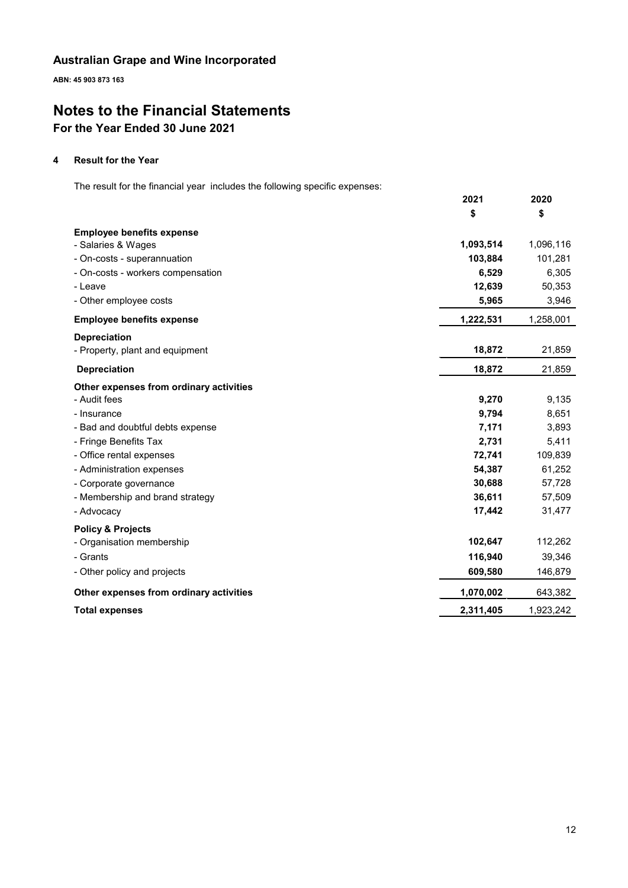**Australian Grape and Wine Incorporated**

**ABN: 45 903 873 163**

# Notes to the Financial Statements

## For the Year Ended 30 June 2021

### 4 Result for the Year

The result for the financial year includes the following specific expenses:

| | 2021 | 2020 |
|---|---|---|
| | $ | $ |
| **Employee benefits expense** | | |
| - Salaries & Wages | **1,093,514** | 1,096,116 |
| - On-costs - superannuation | **103,884** | 101,281 |
| - On-costs - workers compensation | **6,529** | 6,305 |
| - Leave | **12,639** | 50,353 |
| - Other employee costs | **5,965** | 3,946 |
| **Employee benefits expense** | **1,222,531** | 1,258,001 |
| **Depreciation** | | |
| - Property, plant and equipment | **18,872** | 21,859 |
| **Depreciation** | **18,872** | 21,859 |
| **Other expenses from ordinary activities** | | |
| - Audit fees | **9,270** | 9,135 |
| - Insurance | **9,794** | 8,651 |
| - Bad and doubtful debts expense | **7,171** | 3,893 |
| - Fringe Benefits Tax | **2,731** | 5,411 |
| - Office rental expenses | **72,741** | 109,839 |
| - Administration expenses | **54,387** | 61,252 |
| - Corporate governance | **30,688** | 57,728 |
| - Membership and brand strategy | **36,611** | 57,509 |
| - Advocacy | **17,442** | 31,477 |
| **Policy & Projects** | | |
| - Organisation membership | **102,647** | 112,262 |
| - Grants | **116,940** | 39,346 |
| - Other policy and projects | **609,580** | 146,879 |
| **Other expenses from ordinary activities** | **1,070,002** | 643,382 |
| **Total expenses** | **2,311,405** | 1,923,242 |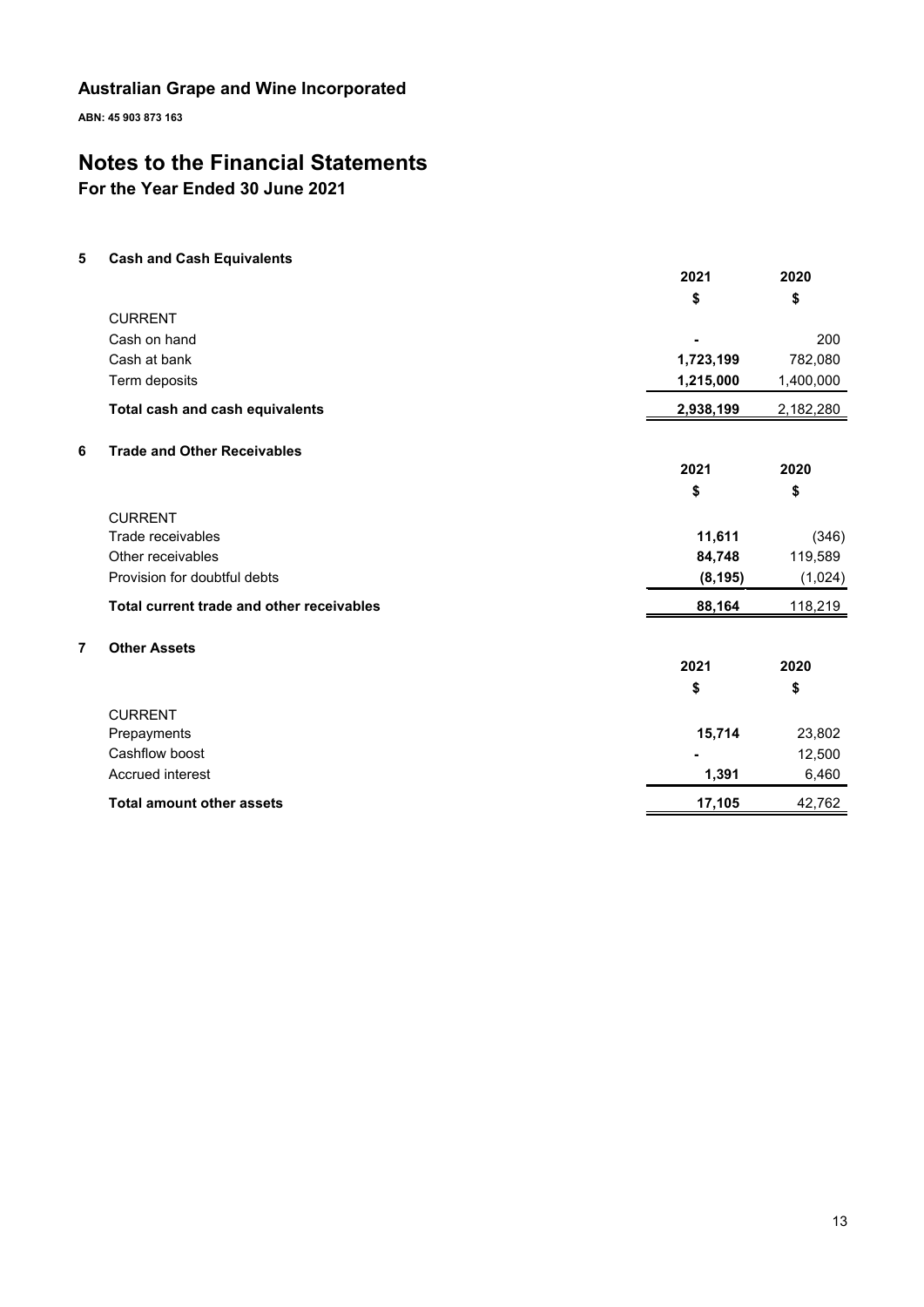# Australian Grape and Wine Incorporated

**ABN: 45 903 873 163**

# Notes to the Financial Statements

## For the Year Ended 30 June 2021

### 5 Cash and Cash Equivalents

| | 2021 | 2020 |
|---|---|---|
| | $ | $ |
| CURRENT | | |
| Cash on hand | - | 200 |
| Cash at bank | **1,723,199** | 782,080 |
| Term deposits | **1,215,000** | 1,400,000 |
| **Total cash and cash equivalents** | **2,938,199** | 2,182,280 |

### 6 Trade and Other Receivables

| | 2021 | 2020 |
|---|---|---|
| | $ | $ |
| CURRENT | | |
| Trade receivables | **11,611** | (346) |
| Other receivables | **84,748** | 119,589 |
| Provision for doubtful debts | **(8,195)** | (1,024) |
| **Total current trade and other receivables** | **88,164** | 118,219 |

### 7 Other Assets

| | 2021 | 2020 |
|---|---|---|
| | $ | $ |
| CURRENT | | |
| Prepayments | **15,714** | 23,802 |
| Cashflow boost | - | 12,500 |
| Accrued interest | **1,391** | 6,460 |
| **Total amount other assets** | **17,105** | 42,762 |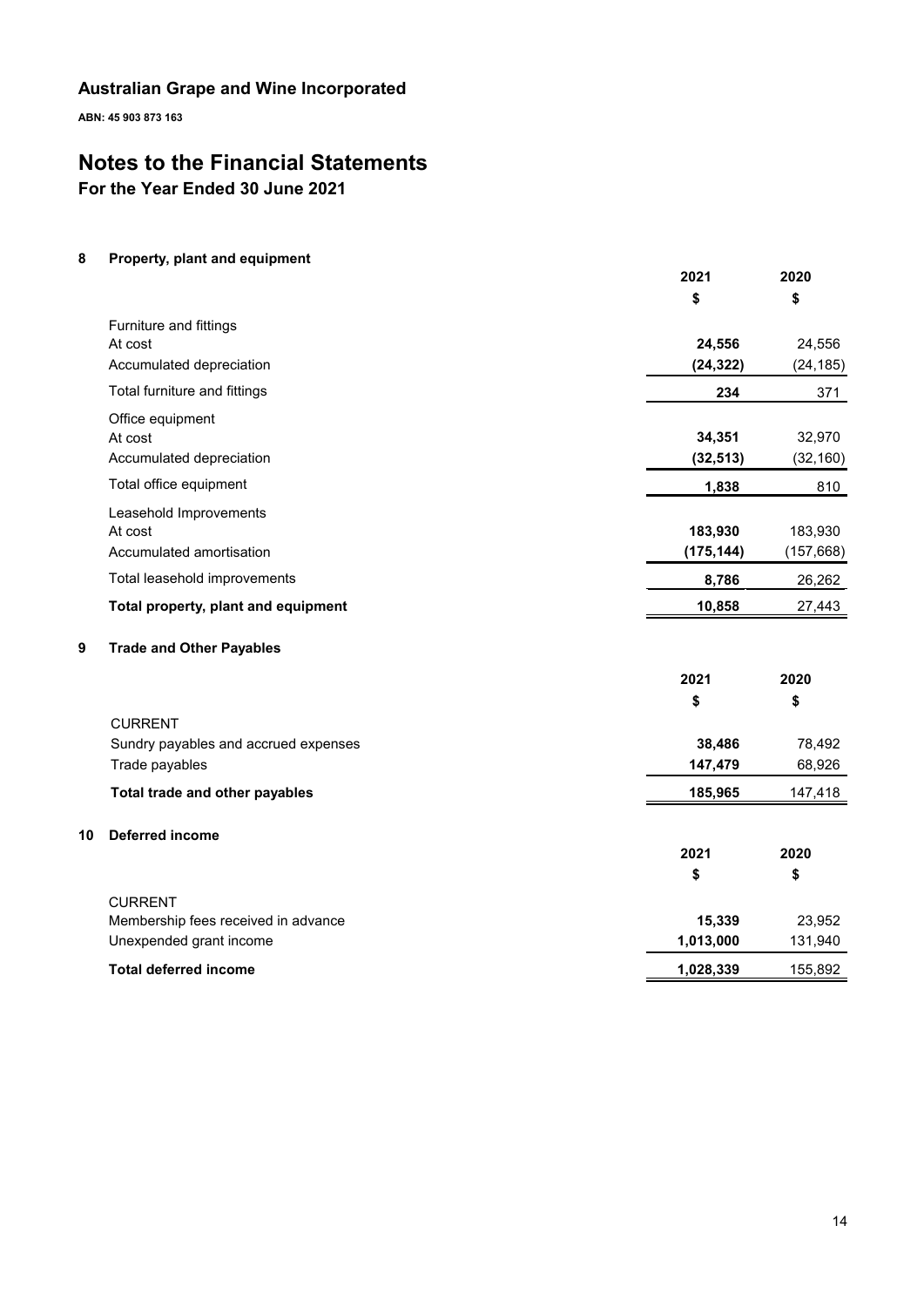# Australian Grape and Wine Incorporated

**ABN: 45 903 873 163**

# Notes to the Financial Statements

## For the Year Ended 30 June 2021

### 8 Property, plant and equipment

| | 2021 | 2020 |
|---|---|---|
| | $ | $ |
| Furniture and fittings | | |
| At cost | **24,556** | 24,556 |
| Accumulated depreciation | **(24,322)** | (24,185) |
| Total furniture and fittings | **234** | 371 |
| Office equipment | | |
| At cost | **34,351** | 32,970 |
| Accumulated depreciation | **(32,513)** | (32,160) |
| Total office equipment | **1,838** | 810 |
| Leasehold Improvements | | |
| At cost | **183,930** | 183,930 |
| Accumulated amortisation | **(175,144)** | (157,668) |
| Total leasehold improvements | **8,786** | 26,262 |
| **Total property, plant and equipment** | **10,858** | 27,443 |

### 9 Trade and Other Payables

| | 2021 | 2020 |
|---|---|---|
| | $ | $ |
| CURRENT | | |
| Sundry payables and accrued expenses | **38,486** | 78,492 |
| Trade payables | **147,479** | 68,926 |
| **Total trade and other payables** | **185,965** | 147,418 |

### 10 Deferred income

| | 2021 | 2020 |
|---|---|---|
| | $ | $ |
| CURRENT | | |
| Membership fees received in advance | **15,339** | 23,952 |
| Unexpended grant income | **1,013,000** | 131,940 |
| **Total deferred income** | **1,028,339** | 155,892 |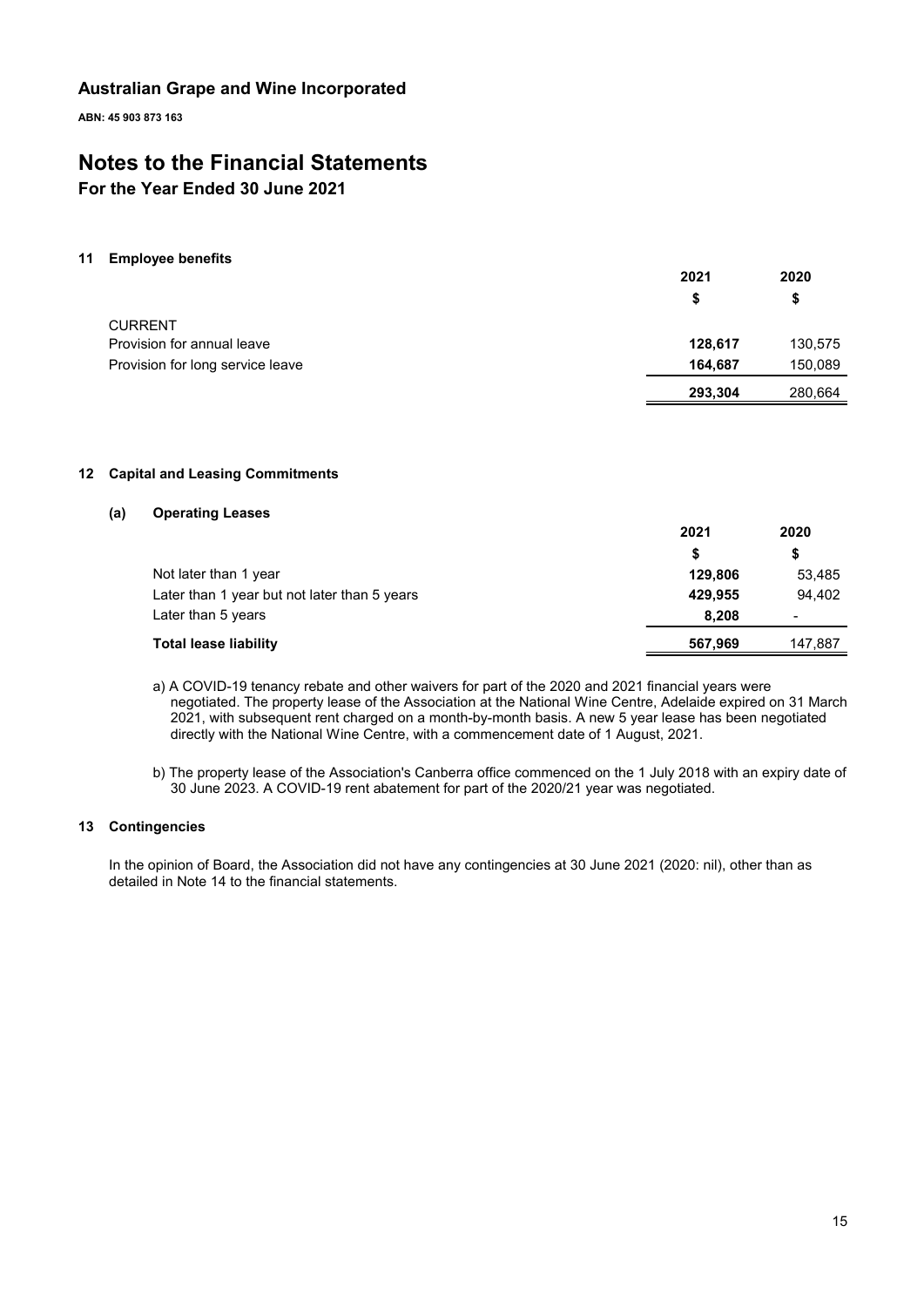# Australian Grape and Wine Incorporated

**ABN: 45 903 873 163**

# Notes to the Financial Statements

## For the Year Ended 30 June 2021

### 11 Employee benefits

| | 2021 | 2020 |
|---|---|---|
| | $ | $ |
| CURRENT | | |
| Provision for annual leave | **128,617** | 130,575 |
| Provision for long service leave | **164,687** | 150,089 |
| | **293,304** | 280,664 |

### 12 Capital and Leasing Commitments

#### (a) Operating Leases

| | 2021 | 2020 |
|---|---|---|
| | $ | $ |
| Not later than 1 year | **129,806** | 53,485 |
| Later than 1 year but not later than 5 years | **429,955** | 94,402 |
| Later than 5 years | **8,208** | - |
| **Total lease liability** | **567,969** | 147,887 |

a) A COVID-19 tenancy rebate and other waivers for part of the 2020 and 2021 financial years were negotiated. The property lease of the Association at the National Wine Centre, Adelaide expired on 31 March 2021, with subsequent rent charged on a month-by-month basis. A new 5 year lease has been negotiated directly with the National Wine Centre, with a commencement date of 1 August, 2021.

b) The property lease of the Association's Canberra office commenced on the 1 July 2018 with an expiry date of 30 June 2023. A COVID-19 rent abatement for part of the 2020/21 year was negotiated.

### 13 Contingencies

In the opinion of Board, the Association did not have any contingencies at 30 June 2021 (2020: nil), other than as detailed in Note 14 to the financial statements.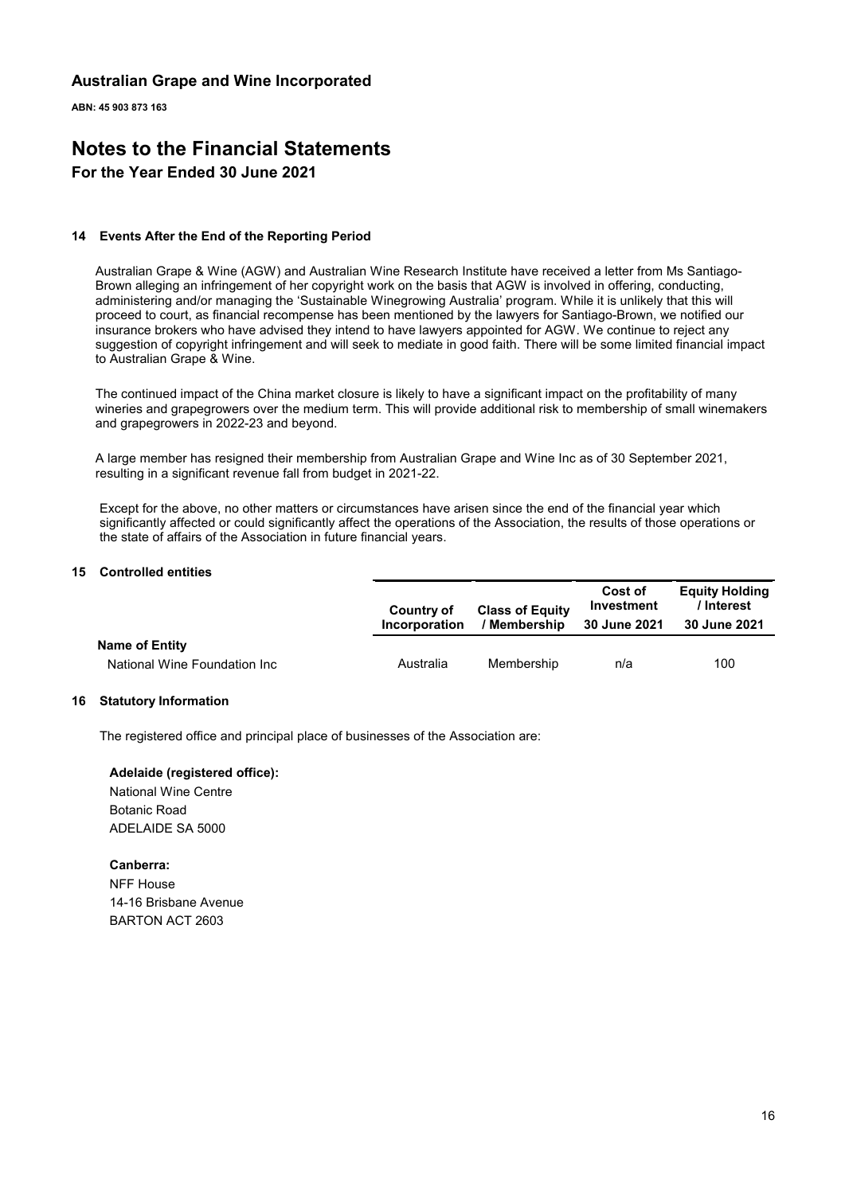**Australian Grape and Wine Incorporated**

**ABN: 45 903 873 163**

# Notes to the Financial Statements

## For the Year Ended 30 June 2021

### 14 Events After the End of the Reporting Period

Australian Grape & Wine (AGW) and Australian Wine Research Institute have received a letter from Ms Santiago-Brown alleging an infringement of her copyright work on the basis that AGW is involved in offering, conducting, administering and/or managing the 'Sustainable Winegrowing Australia' program. While it is unlikely that this will proceed to court, as financial recompense has been mentioned by the lawyers for Santiago-Brown, we notified our insurance brokers who have advised they intend to have lawyers appointed for AGW. We continue to reject any suggestion of copyright infringement and will seek to mediate in good faith. There will be some limited financial impact to Australian Grape & Wine.

The continued impact of the China market closure is likely to have a significant impact on the profitability of many wineries and grapegrowers over the medium term. This will provide additional risk to membership of small winemakers and grapegrowers in 2022-23 and beyond.

A large member has resigned their membership from Australian Grape and Wine Inc as of 30 September 2021, resulting in a significant revenue fall from budget in 2021-22.

Except for the above, no other matters or circumstances have arisen since the end of the financial year which significantly affected or could significantly affect the operations of the Association, the results of those operations or the state of affairs of the Association in future financial years.

### 15 Controlled entities

| | Country of Incorporation | Class of Equity / Membership | Cost of Investment 30 June 2021 | Equity Holding / Interest 30 June 2021 |
|---|---|---|---|---|
| **Name of Entity** | | | | |
| National Wine Foundation Inc | Australia | Membership | n/a | 100 |

### 16 Statutory Information

The registered office and principal place of businesses of the Association are:

**Adelaide (registered office):**
National Wine Centre
Botanic Road
ADELAIDE SA 5000

**Canberra:**
NFF House
14-16 Brisbane Avenue
BARTON ACT 2603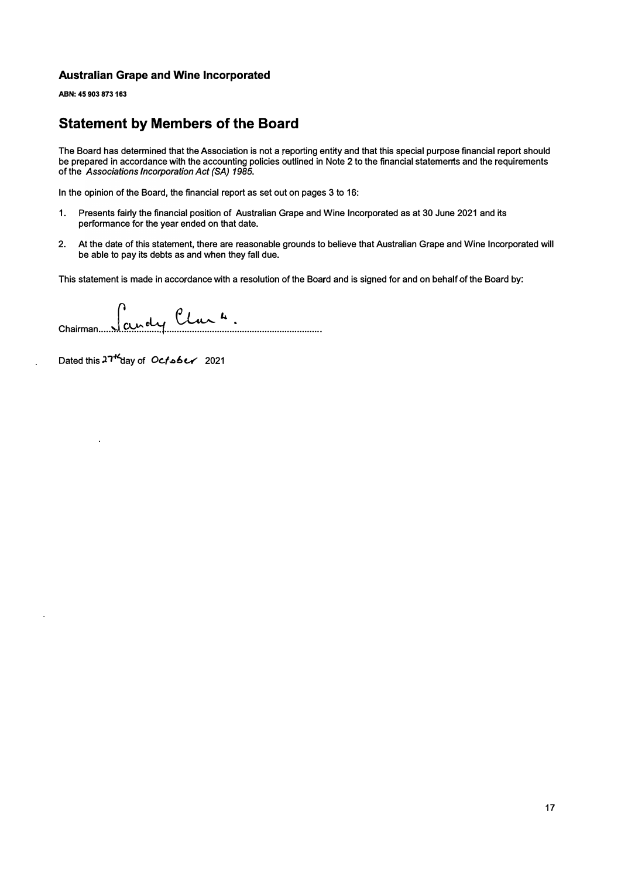**Australian Grape and Wine Incorporated**

**ABN: 45 903 873 163**

## Statement by Members of the Board

The Board has determined that the Association is not a reporting entity and that this special purpose financial report should be prepared in accordance with the accounting policies outlined in Note 2 to the financial statements and the requirements of the *Associations Incorporation Act (SA) 1985*.

In the opinion of the Board, the financial report as set out on pages 3 to 16:

1. Presents fairly the financial position of Australian Grape and Wine Incorporated as at 30 June 2021 and its performance for the year ended on that date.
2. At the date of this statement, there are reasonable grounds to believe that Australian Grape and Wine Incorporated will be able to pay its debts as and when they fall due.

This statement is made in accordance with a resolution of the Board and is signed for and on behalf of the Board by:

Chairman........Sandy Clark.......................................................................

Dated this 27th day of October 2021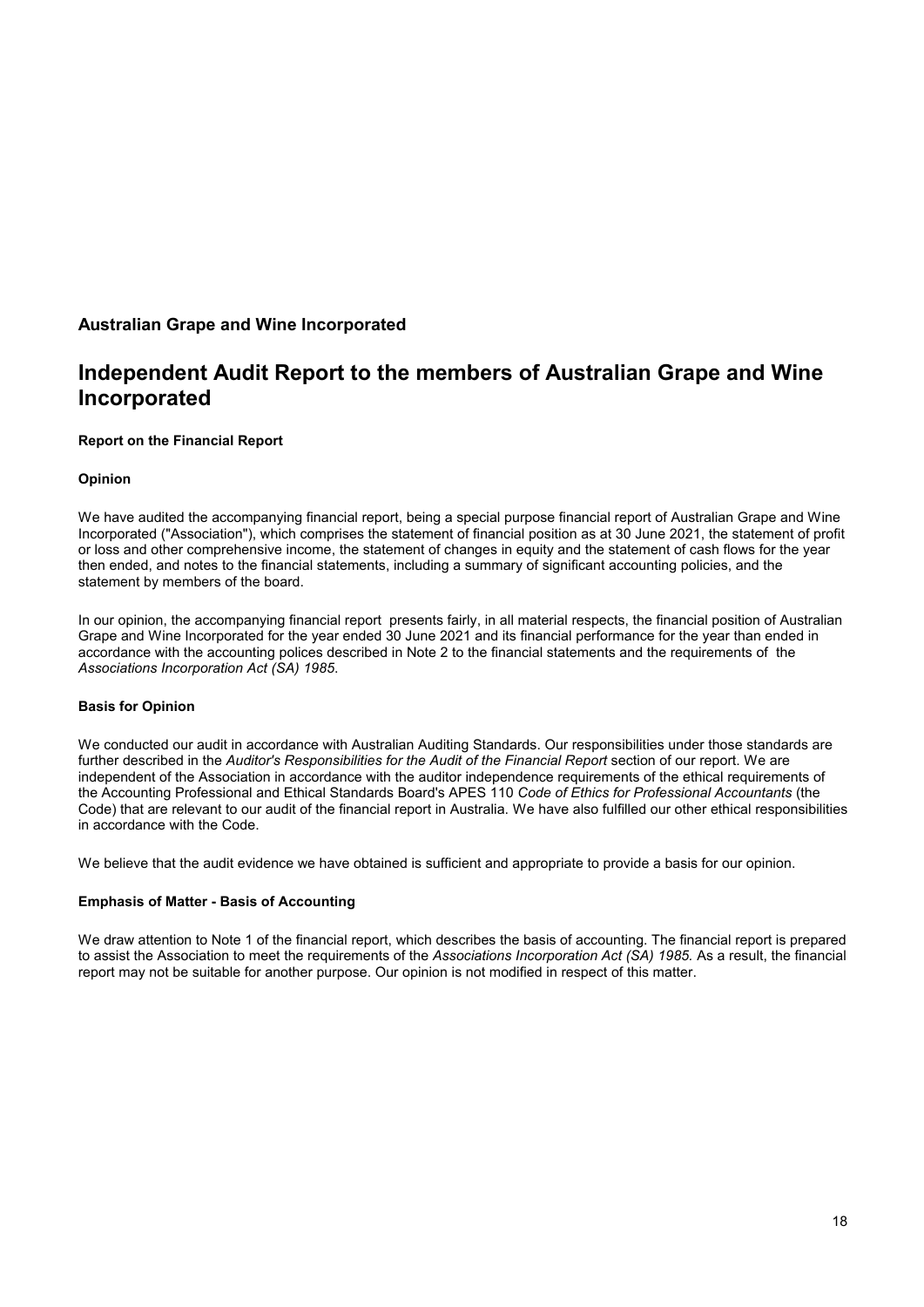**Australian Grape and Wine Incorporated**

# Independent Audit Report to the members of Australian Grape and Wine Incorporated

**Report on the Financial Report**

**Opinion**

We have audited the accompanying financial report, being a special purpose financial report of Australian Grape and Wine Incorporated ("Association"), which comprises the statement of financial position as at 30 June 2021, the statement of profit or loss and other comprehensive income, the statement of changes in equity and the statement of cash flows for the year then ended, and notes to the financial statements, including a summary of significant accounting policies, and the statement by members of the board.

In our opinion, the accompanying financial report presents fairly, in all material respects, the financial position of Australian Grape and Wine Incorporated for the year ended 30 June 2021 and its financial performance for the year than ended in accordance with the accounting polices described in Note 2 to the financial statements and the requirements of the *Associations Incorporation Act (SA) 1985*.

**Basis for Opinion**

We conducted our audit in accordance with Australian Auditing Standards. Our responsibilities under those standards are further described in the *Auditor's Responsibilities for the Audit of the Financial Report* section of our report. We are independent of the Association in accordance with the auditor independence requirements of the ethical requirements of the Accounting Professional and Ethical Standards Board's APES 110 *Code of Ethics for Professional Accountants* (the Code) that are relevant to our audit of the financial report in Australia. We have also fulfilled our other ethical responsibilities in accordance with the Code.

We believe that the audit evidence we have obtained is sufficient and appropriate to provide a basis for our opinion.

**Emphasis of Matter - Basis of Accounting**

We draw attention to Note 1 of the financial report, which describes the basis of accounting. The financial report is prepared to assist the Association to meet the requirements of the *Associations Incorporation Act (SA) 1985*. As a result, the financial report may not be suitable for another purpose. Our opinion is not modified in respect of this matter.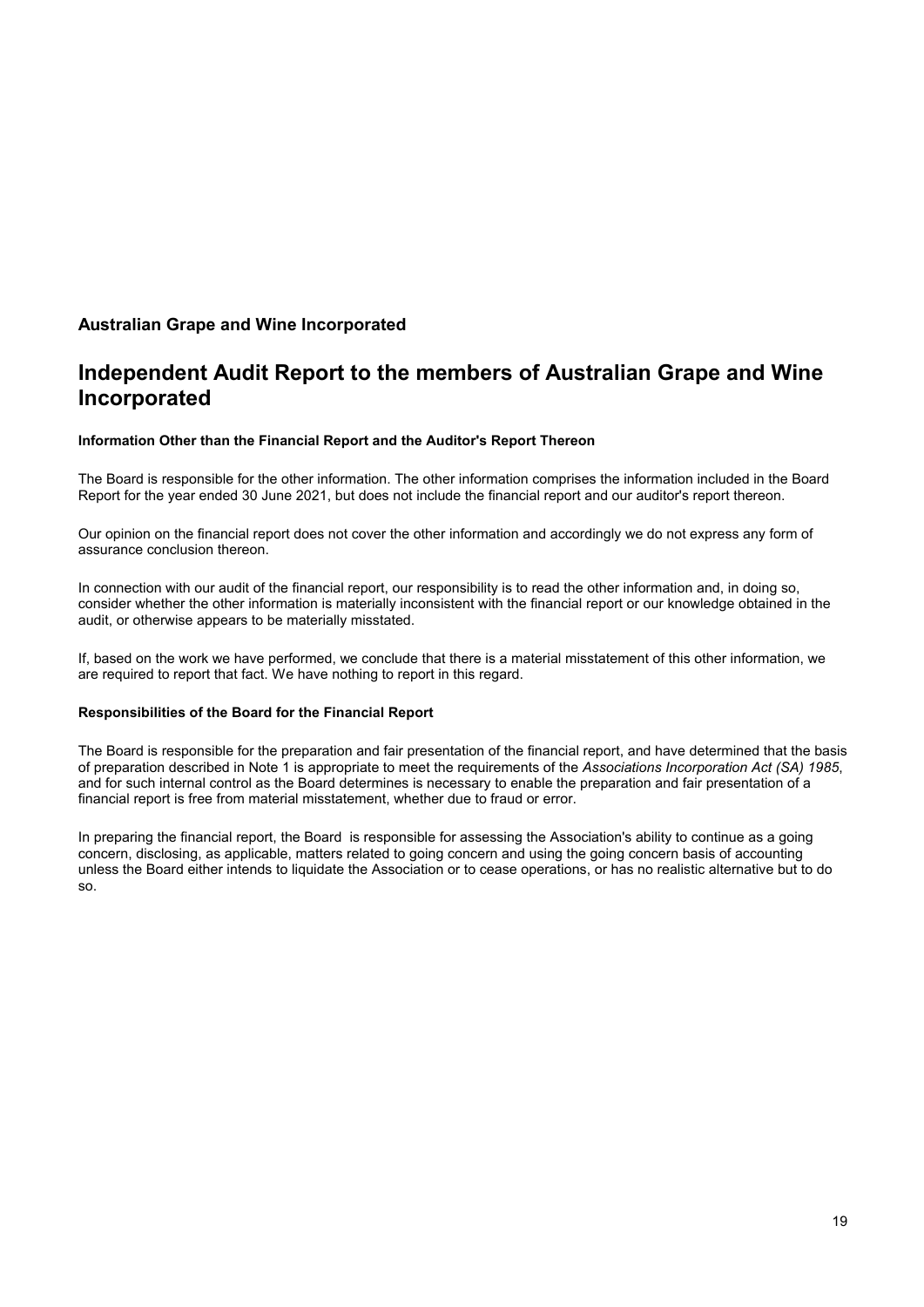**Australian Grape and Wine Incorporated**

# Independent Audit Report to the members of Australian Grape and Wine Incorporated

#### Information Other than the Financial Report and the Auditor's Report Thereon

The Board is responsible for the other information. The other information comprises the information included in the Board Report for the year ended 30 June 2021, but does not include the financial report and our auditor's report thereon.

Our opinion on the financial report does not cover the other information and accordingly we do not express any form of assurance conclusion thereon.

In connection with our audit of the financial report, our responsibility is to read the other information and, in doing so, consider whether the other information is materially inconsistent with the financial report or our knowledge obtained in the audit, or otherwise appears to be materially misstated.

If, based on the work we have performed, we conclude that there is a material misstatement of this other information, we are required to report that fact. We have nothing to report in this regard.

#### Responsibilities of the Board for the Financial Report

The Board is responsible for the preparation and fair presentation of the financial report, and have determined that the basis of preparation described in Note 1 is appropriate to meet the requirements of the *Associations Incorporation Act (SA) 1985*, and for such internal control as the Board determines is necessary to enable the preparation and fair presentation of a financial report is free from material misstatement, whether due to fraud or error.

In preparing the financial report, the Board is responsible for assessing the Association's ability to continue as a going concern, disclosing, as applicable, matters related to going concern and using the going concern basis of accounting unless the Board either intends to liquidate the Association or to cease operations, or has no realistic alternative but to do so.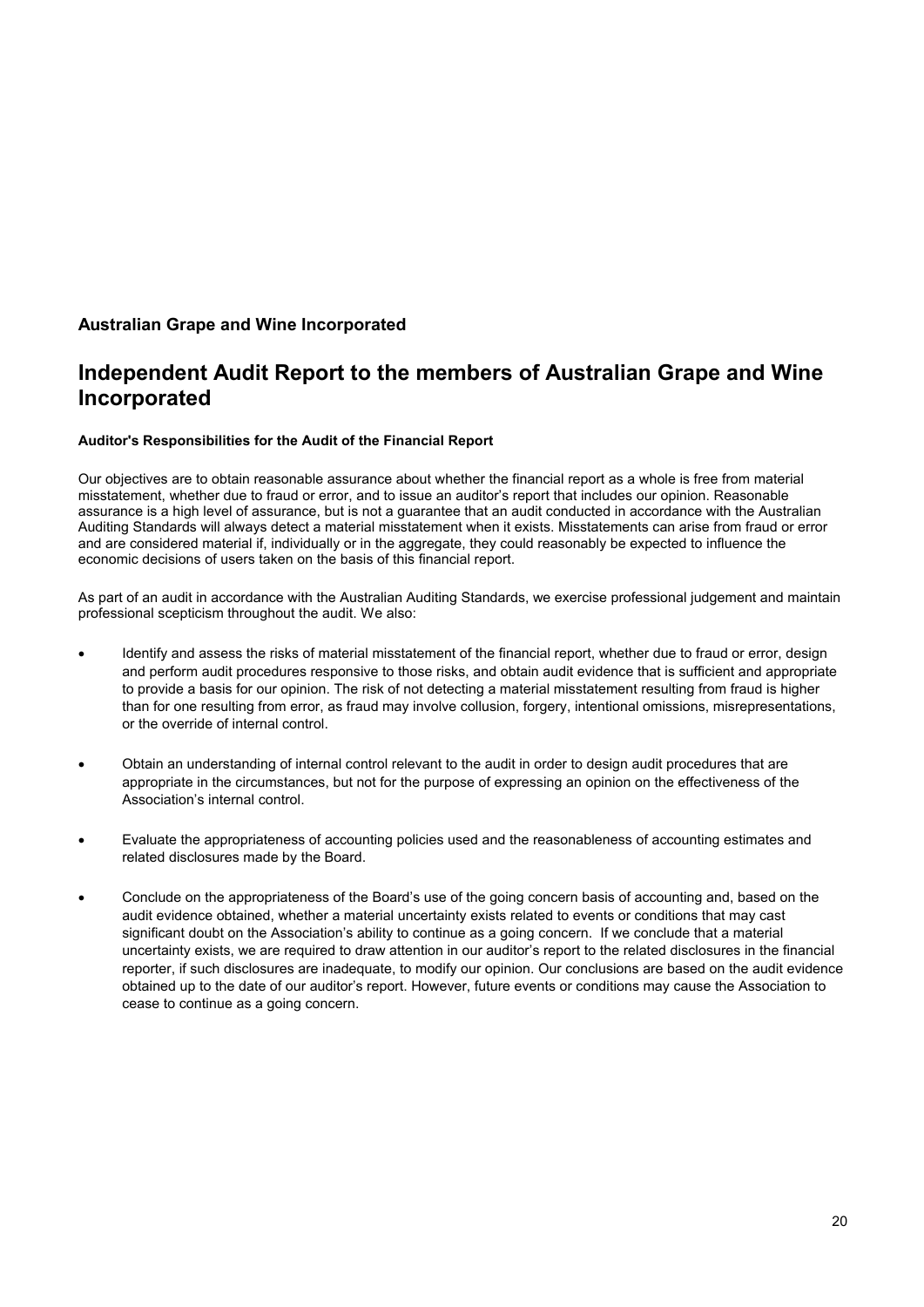**Australian Grape and Wine Incorporated**

# Independent Audit Report to the members of Australian Grape and Wine Incorporated

**Auditor's Responsibilities for the Audit of the Financial Report**

Our objectives are to obtain reasonable assurance about whether the financial report as a whole is free from material misstatement, whether due to fraud or error, and to issue an auditor's report that includes our opinion. Reasonable assurance is a high level of assurance, but is not a guarantee that an audit conducted in accordance with the Australian Auditing Standards will always detect a material misstatement when it exists. Misstatements can arise from fraud or error and are considered material if, individually or in the aggregate, they could reasonably be expected to influence the economic decisions of users taken on the basis of this financial report.

As part of an audit in accordance with the Australian Auditing Standards, we exercise professional judgement and maintain professional scepticism throughout the audit. We also:

- Identify and assess the risks of material misstatement of the financial report, whether due to fraud or error, design and perform audit procedures responsive to those risks, and obtain audit evidence that is sufficient and appropriate to provide a basis for our opinion. The risk of not detecting a material misstatement resulting from fraud is higher than for one resulting from error, as fraud may involve collusion, forgery, intentional omissions, misrepresentations, or the override of internal control.

- Obtain an understanding of internal control relevant to the audit in order to design audit procedures that are appropriate in the circumstances, but not for the purpose of expressing an opinion on the effectiveness of the Association's internal control.

- Evaluate the appropriateness of accounting policies used and the reasonableness of accounting estimates and related disclosures made by the Board.

- Conclude on the appropriateness of the Board's use of the going concern basis of accounting and, based on the audit evidence obtained, whether a material uncertainty exists related to events or conditions that may cast significant doubt on the Association's ability to continue as a going concern. If we conclude that a material uncertainty exists, we are required to draw attention in our auditor's report to the related disclosures in the financial reporter, if such disclosures are inadequate, to modify our opinion. Our conclusions are based on the audit evidence obtained up to the date of our auditor's report. However, future events or conditions may cause the Association to cease to continue as a going concern.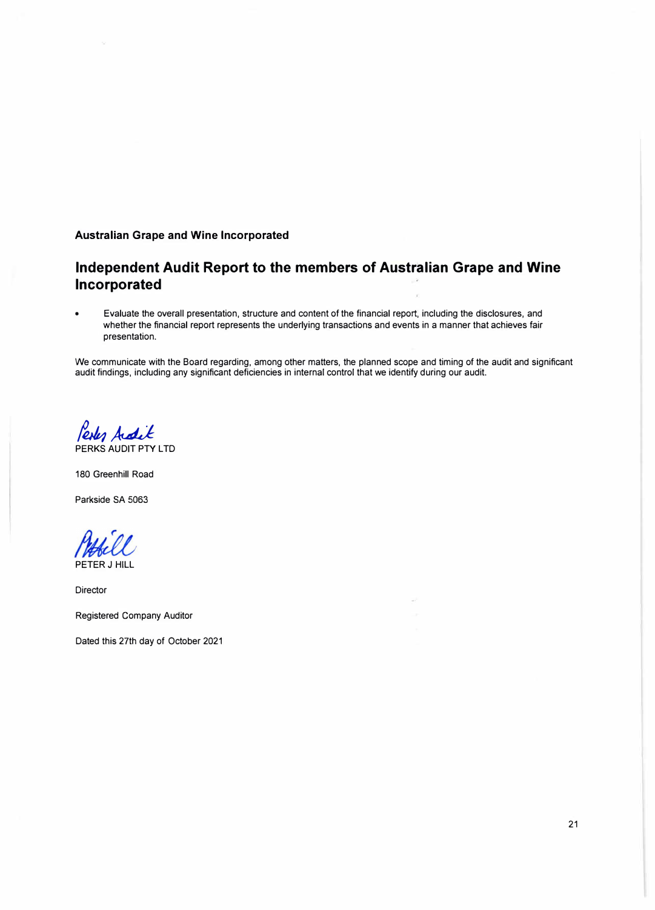**Australian Grape and Wine Incorporated**

## Independent Audit Report to the members of Australian Grape and Wine Incorporated

- Evaluate the overall presentation, structure and content of the financial report, including the disclosures, and whether the financial report represents the underlying transactions and events in a manner that achieves fair presentation.

We communicate with the Board regarding, among other matters, the planned scope and timing of the audit and significant audit findings, including any significant deficiencies in internal control that we identify during our audit.

PERKS AUDIT PTY LTD

180 Greenhill Road

Parkside SA 5063

PETER J HILL

Director

Registered Company Auditor

Dated this 27th day of October 2021